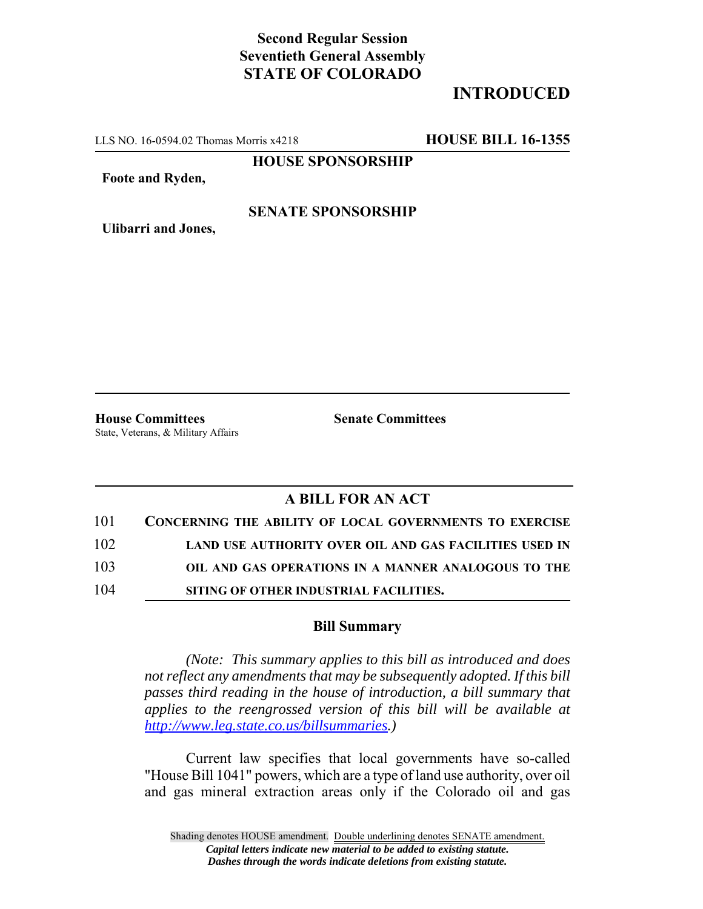**Second Regular Session**
**Seventieth General Assembly**
**STATE OF COLORADO**

# INTRODUCED

LLS NO. 16-0594.02 Thomas Morris x4218 **HOUSE BILL 16-1355**

**HOUSE SPONSORSHIP**

**Foote and Ryden,**

**SENATE SPONSORSHIP**

**Ulibarri and Jones,**

**House Committees**
State, Veterans, & Military Affairs

**Senate Committees**

## A BILL FOR AN ACT

101 **CONCERNING THE ABILITY OF LOCAL GOVERNMENTS TO EXERCISE**
102 **LAND USE AUTHORITY OVER OIL AND GAS FACILITIES USED IN**
103 **OIL AND GAS OPERATIONS IN A MANNER ANALOGOUS TO THE**
104 **SITING OF OTHER INDUSTRIAL FACILITIES.**

### Bill Summary

*(Note: This summary applies to this bill as introduced and does not reflect any amendments that may be subsequently adopted. If this bill passes third reading in the house of introduction, a bill summary that applies to the reengrossed version of this bill will be available at http://www.leg.state.co.us/billsummaries.)*

Current law specifies that local governments have so-called "House Bill 1041" powers, which are a type of land use authority, over oil and gas mineral extraction areas only if the Colorado oil and gas

Shading denotes HOUSE amendment. Double underlining denotes SENATE amendment.
*Capital letters indicate new material to be added to existing statute.*
*Dashes through the words indicate deletions from existing statute.*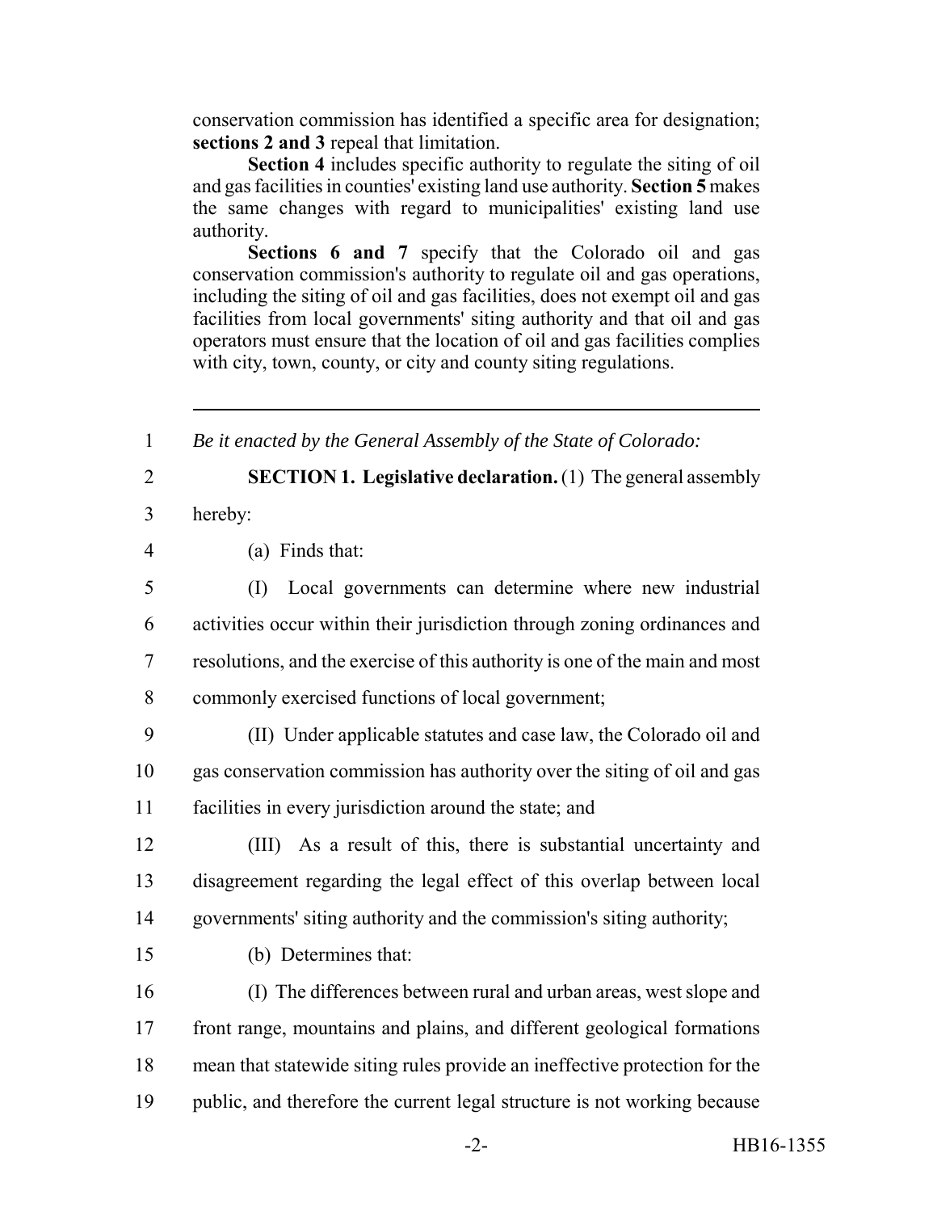conservation commission has identified a specific area for designation; **sections 2 and 3** repeal that limitation.

**Section 4** includes specific authority to regulate the siting of oil and gas facilities in counties' existing land use authority. **Section 5** makes the same changes with regard to municipalities' existing land use authority.

**Sections 6 and 7** specify that the Colorado oil and gas conservation commission's authority to regulate oil and gas operations, including the siting of oil and gas facilities, does not exempt oil and gas facilities from local governments' siting authority and that oil and gas operators must ensure that the location of oil and gas facilities complies with city, town, county, or city and county siting regulations.

---

1 *Be it enacted by the General Assembly of the State of Colorado:*

2 **SECTION 1. Legislative declaration.** (1) The general assembly

3 hereby:

4 (a) Finds that:

5 (I) Local governments can determine where new industrial

6 activities occur within their jurisdiction through zoning ordinances and

7 resolutions, and the exercise of this authority is one of the main and most

8 commonly exercised functions of local government;

9 (II) Under applicable statutes and case law, the Colorado oil and

10 gas conservation commission has authority over the siting of oil and gas

11 facilities in every jurisdiction around the state; and

12 (III) As a result of this, there is substantial uncertainty and

13 disagreement regarding the legal effect of this overlap between local

14 governments' siting authority and the commission's siting authority;

15 (b) Determines that:

16 (I) The differences between rural and urban areas, west slope and

17 front range, mountains and plains, and different geological formations

18 mean that statewide siting rules provide an ineffective protection for the

19 public, and therefore the current legal structure is not working because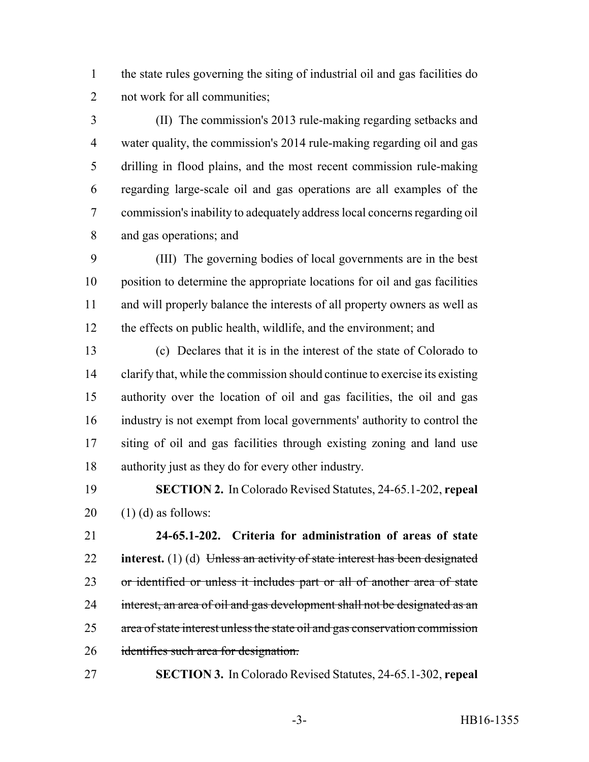the state rules governing the siting of industrial oil and gas facilities do not work for all communities;

(II) The commission's 2013 rule-making regarding setbacks and water quality, the commission's 2014 rule-making regarding oil and gas drilling in flood plains, and the most recent commission rule-making regarding large-scale oil and gas operations are all examples of the commission's inability to adequately address local concerns regarding oil and gas operations; and

(III) The governing bodies of local governments are in the best position to determine the appropriate locations for oil and gas facilities and will properly balance the interests of all property owners as well as the effects on public health, wildlife, and the environment; and

(c) Declares that it is in the interest of the state of Colorado to clarify that, while the commission should continue to exercise its existing authority over the location of oil and gas facilities, the oil and gas industry is not exempt from local governments' authority to control the siting of oil and gas facilities through existing zoning and land use authority just as they do for every other industry.

**SECTION 2.** In Colorado Revised Statutes, 24-65.1-202, **repeal** (1) (d) as follows:

**24-65.1-202. Criteria for administration of areas of state interest.** (1) (d) ~~Unless an activity of state interest has been designated or identified or unless it includes part or all of another area of state interest, an area of oil and gas development shall not be designated as an area of state interest unless the state oil and gas conservation commission identifies such area for designation.~~

**SECTION 3.** In Colorado Revised Statutes, 24-65.1-302, **repeal**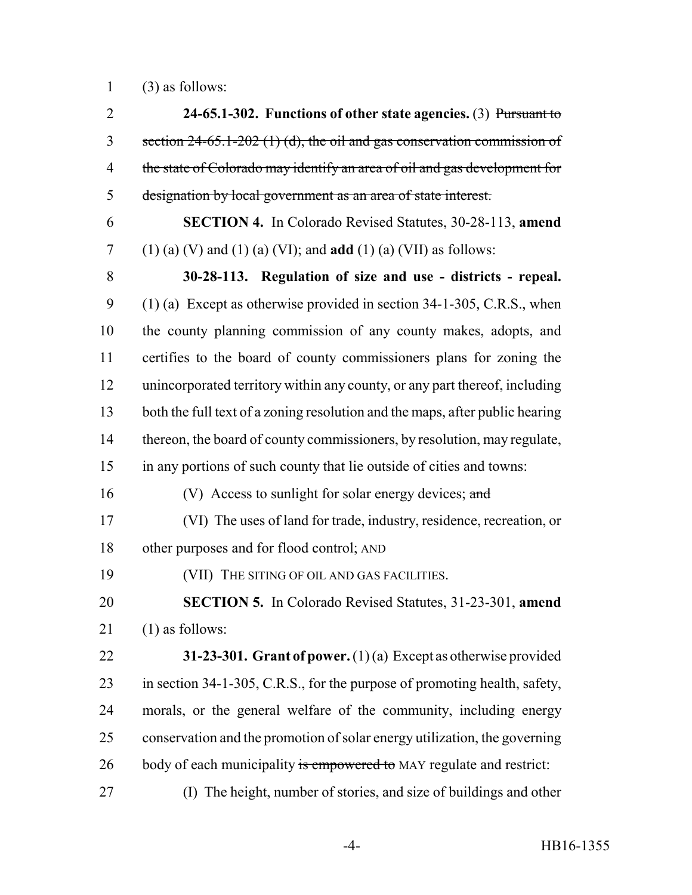(3) as follows:

**24-65.1-302. Functions of other state agencies.** (3) ~~Pursuant to section 24-65.1-202 (1) (d), the oil and gas conservation commission of the state of Colorado may identify an area of oil and gas development for designation by local government as an area of state interest.~~

**SECTION 4.** In Colorado Revised Statutes, 30-28-113, **amend** (1) (a) (V) and (1) (a) (VI); and **add** (1) (a) (VII) as follows:

**30-28-113. Regulation of size and use - districts - repeal.** (1) (a) Except as otherwise provided in section 34-1-305, C.R.S., when the county planning commission of any county makes, adopts, and certifies to the board of county commissioners plans for zoning the unincorporated territory within any county, or any part thereof, including both the full text of a zoning resolution and the maps, after public hearing thereon, the board of county commissioners, by resolution, may regulate, in any portions of such county that lie outside of cities and towns:

(V) Access to sunlight for solar energy devices; ~~and~~

(VI) The uses of land for trade, industry, residence, recreation, or other purposes and for flood control; AND

(VII) THE SITING OF OIL AND GAS FACILITIES.

**SECTION 5.** In Colorado Revised Statutes, 31-23-301, **amend** (1) as follows:

**31-23-301. Grant of power.** (1) (a) Except as otherwise provided in section 34-1-305, C.R.S., for the purpose of promoting health, safety, morals, or the general welfare of the community, including energy conservation and the promotion of solar energy utilization, the governing body of each municipality ~~is empowered to~~ MAY regulate and restrict:

(I) The height, number of stories, and size of buildings and other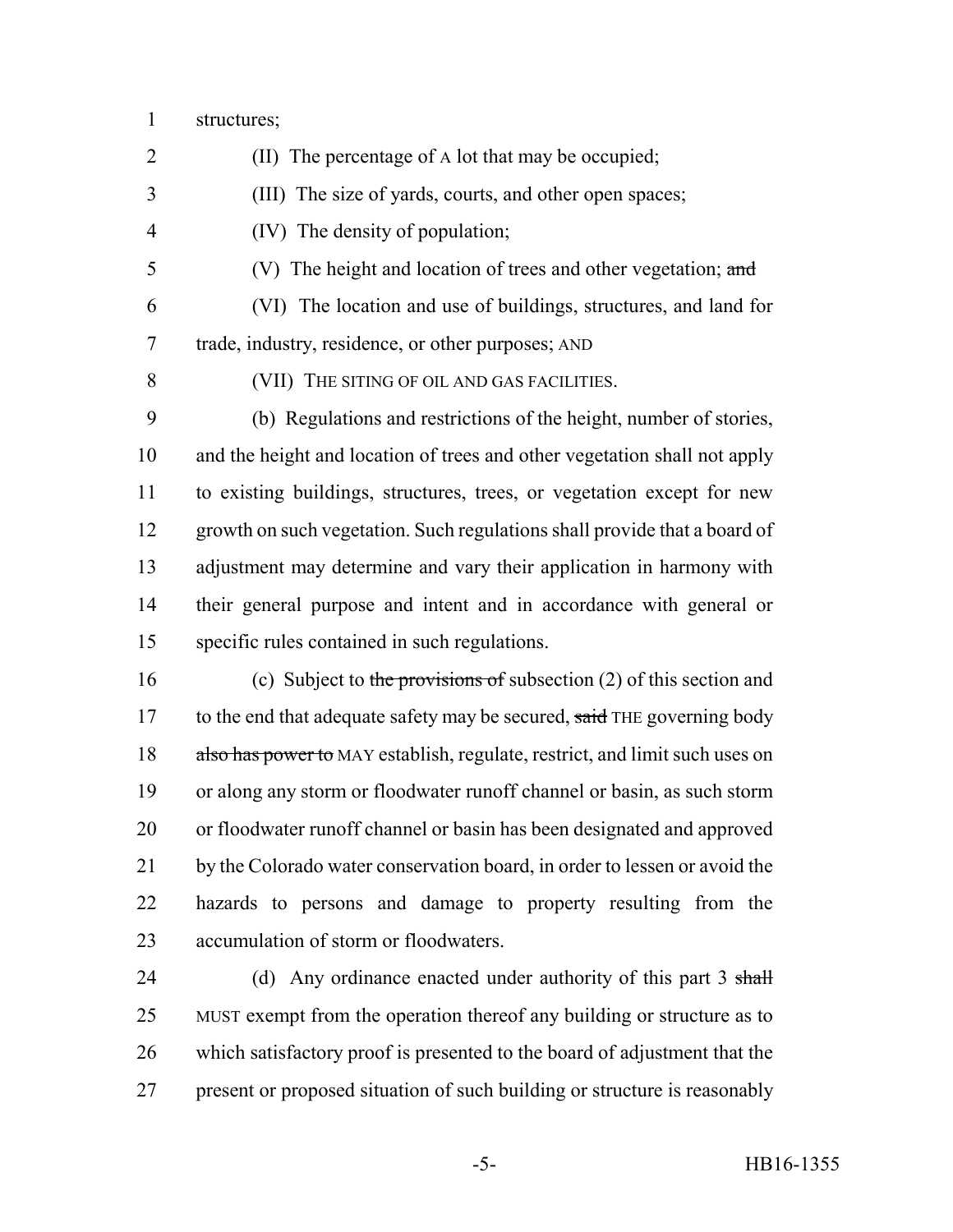structures;

(II) The percentage of A lot that may be occupied;

(III) The size of yards, courts, and other open spaces;

(IV) The density of population;

(V) The height and location of trees and other vegetation; ~~and~~

(VI) The location and use of buildings, structures, and land for trade, industry, residence, or other purposes; AND

(VII) THE SITING OF OIL AND GAS FACILITIES.

(b) Regulations and restrictions of the height, number of stories, and the height and location of trees and other vegetation shall not apply to existing buildings, structures, trees, or vegetation except for new growth on such vegetation. Such regulations shall provide that a board of adjustment may determine and vary their application in harmony with their general purpose and intent and in accordance with general or specific rules contained in such regulations.

(c) Subject to ~~the provisions of~~ subsection (2) of this section and to the end that adequate safety may be secured, ~~said~~ THE governing body ~~also has power to~~ MAY establish, regulate, restrict, and limit such uses on or along any storm or floodwater runoff channel or basin, as such storm or floodwater runoff channel or basin has been designated and approved by the Colorado water conservation board, in order to lessen or avoid the hazards to persons and damage to property resulting from the accumulation of storm or floodwaters.

(d) Any ordinance enacted under authority of this part 3 ~~shall~~ MUST exempt from the operation thereof any building or structure as to which satisfactory proof is presented to the board of adjustment that the present or proposed situation of such building or structure is reasonably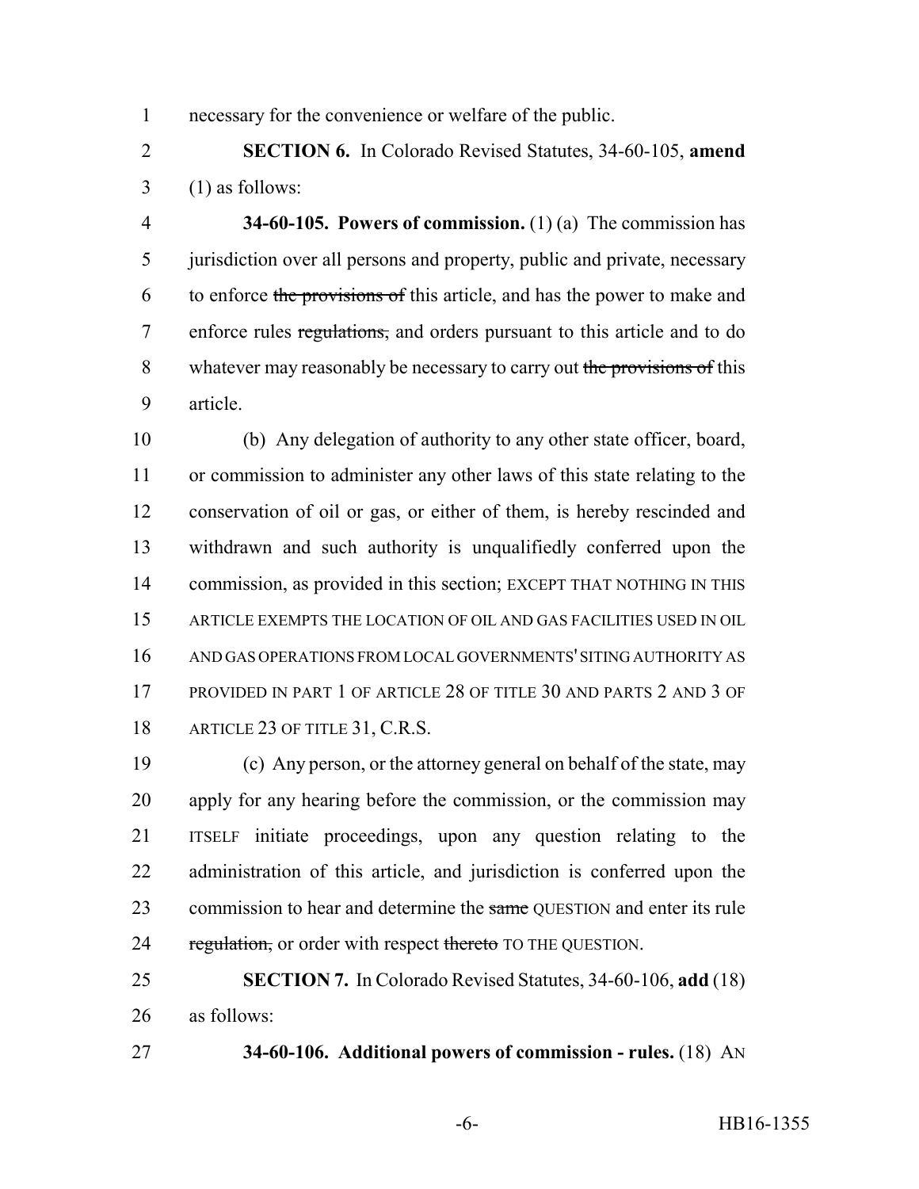necessary for the convenience or welfare of the public.

**SECTION 6.** In Colorado Revised Statutes, 34-60-105, **amend** (1) as follows:

**34-60-105. Powers of commission.** (1) (a) The commission has jurisdiction over all persons and property, public and private, necessary to enforce ~~the provisions of~~ this article, and has the power to make and enforce rules ~~regulations,~~ and orders pursuant to this article and to do whatever may reasonably be necessary to carry out ~~the provisions of~~ this article.

(b) Any delegation of authority to any other state officer, board, or commission to administer any other laws of this state relating to the conservation of oil or gas, or either of them, is hereby rescinded and withdrawn and such authority is unqualifiedly conferred upon the commission, as provided in this section; EXCEPT THAT NOTHING IN THIS ARTICLE EXEMPTS THE LOCATION OF OIL AND GAS FACILITIES USED IN OIL AND GAS OPERATIONS FROM LOCAL GOVERNMENTS' SITING AUTHORITY AS PROVIDED IN PART 1 OF ARTICLE 28 OF TITLE 30 AND PARTS 2 AND 3 OF ARTICLE 23 OF TITLE 31, C.R.S.

(c) Any person, or the attorney general on behalf of the state, may apply for any hearing before the commission, or the commission may ITSELF initiate proceedings, upon any question relating to the administration of this article, and jurisdiction is conferred upon the commission to hear and determine the ~~same~~ QUESTION and enter its rule ~~regulation,~~ or order with respect ~~thereto~~ TO THE QUESTION.

**SECTION 7.** In Colorado Revised Statutes, 34-60-106, **add** (18) as follows:

**34-60-106. Additional powers of commission - rules.** (18) AN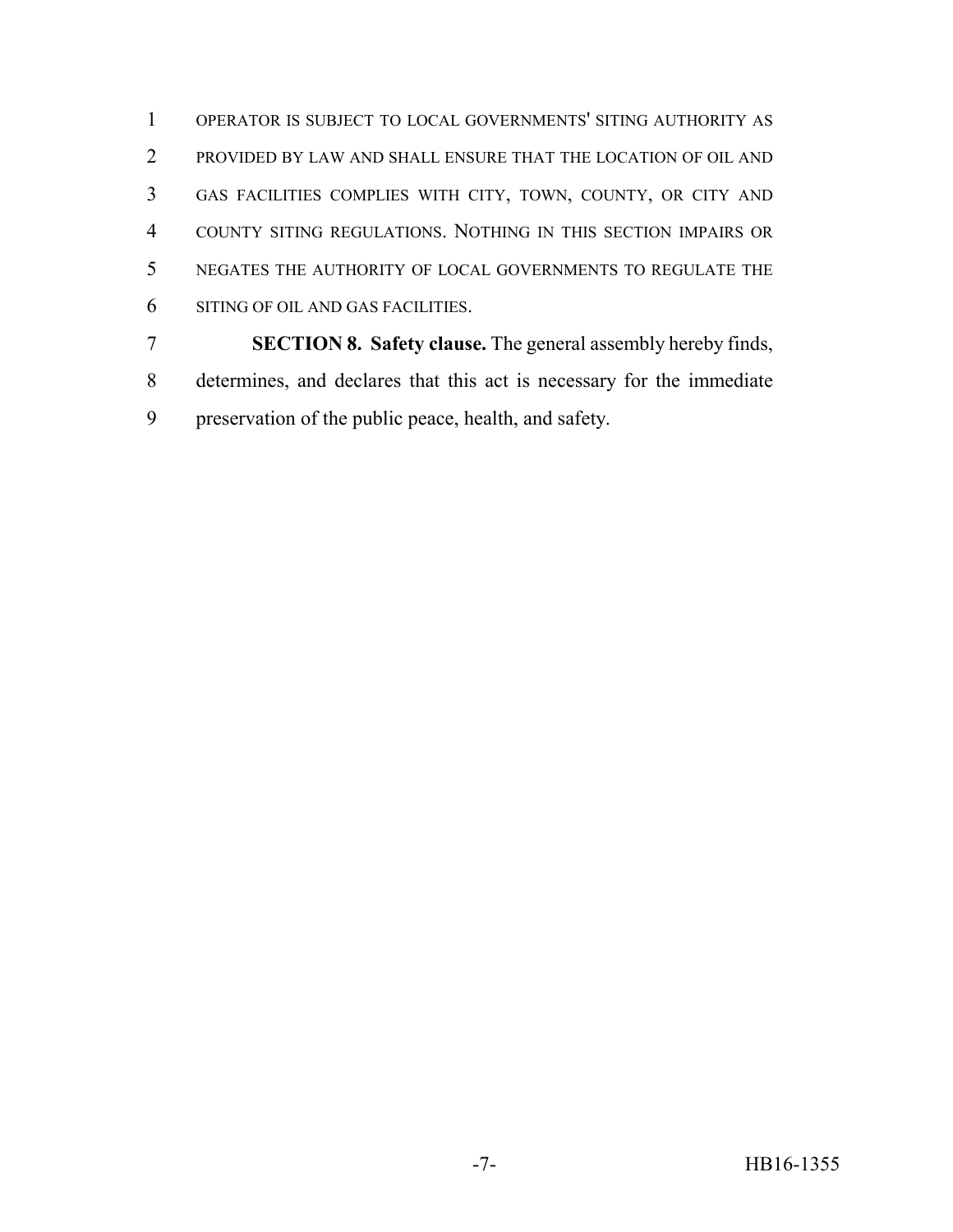OPERATOR IS SUBJECT TO LOCAL GOVERNMENTS' SITING AUTHORITY AS PROVIDED BY LAW AND SHALL ENSURE THAT THE LOCATION OF OIL AND GAS FACILITIES COMPLIES WITH CITY, TOWN, COUNTY, OR CITY AND COUNTY SITING REGULATIONS. NOTHING IN THIS SECTION IMPAIRS OR NEGATES THE AUTHORITY OF LOCAL GOVERNMENTS TO REGULATE THE SITING OF OIL AND GAS FACILITIES.

**SECTION 8. Safety clause.** The general assembly hereby finds, determines, and declares that this act is necessary for the immediate preservation of the public peace, health, and safety.